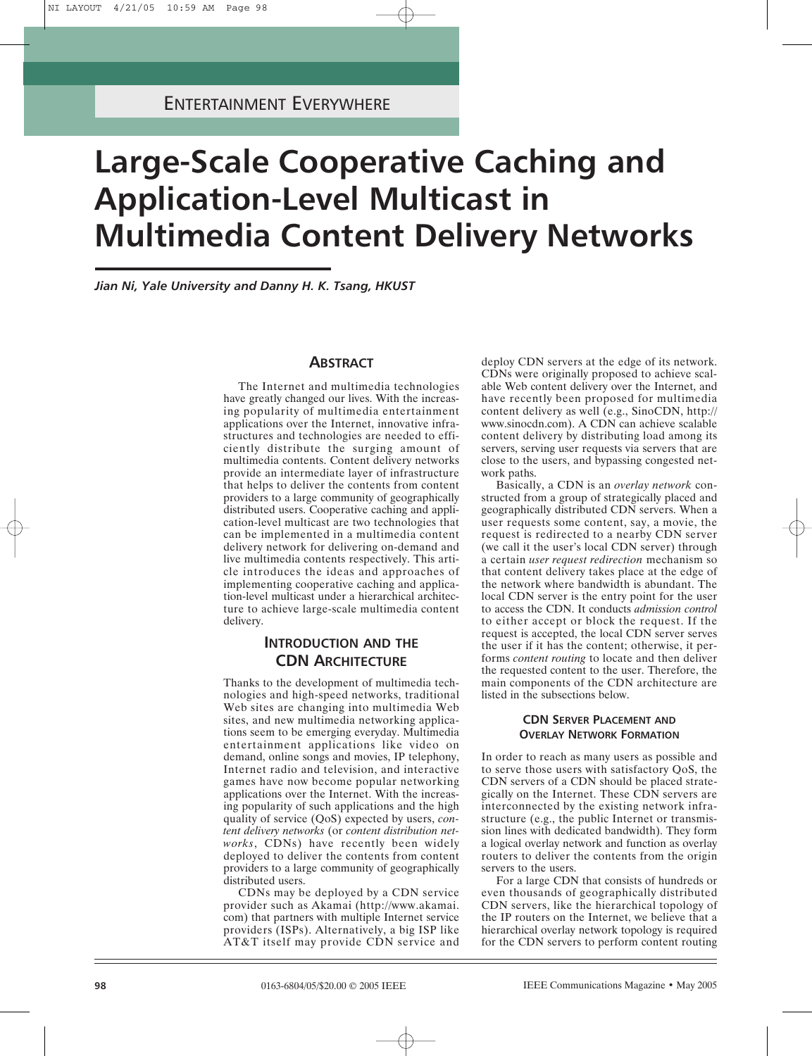ENTERTAINMENT EVERYWHERE

# Large-Scale Cooperative Caching and Application-Level Multicast in Multimedia Content Delivery Networks

*Jian Ni, Yale University and Danny H. K. Tsang, HKUST*

## ABSTRACT

The Internet and multimedia technologies have greatly changed our lives. With the increasing popularity of multimedia entertainment applications over the Internet, innovative infrastructures and technologies are needed to efficiently distribute the surging amount of multimedia contents. Content delivery networks provide an intermediate layer of infrastructure that helps to deliver the contents from content providers to a large community of geographically distributed users. Cooperative caching and application-level multicast are two technologies that can be implemented in a multimedia content delivery network for delivering on-demand and live multimedia contents respectively. This article introduces the ideas and approaches of implementing cooperative caching and application-level multicast under a hierarchical architecture to achieve large-scale multimedia content delivery.

## INTRODUCTION AND THE CDN ARCHITECTURE

Thanks to the development of multimedia technologies and high-speed networks, traditional Web sites are changing into multimedia Web sites, and new multimedia networking applications seem to be emerging everyday. Multimedia entertainment applications like video on demand, online songs and movies, IP telephony, Internet radio and television, and interactive games have now become popular networking applications over the Internet. With the increasing popularity of such applications and the high quality of service (QoS) expected by users, *content delivery networks* (or *content distribution networks*, CDNs) have recently been widely deployed to deliver the contents from content providers to a large community of geographically distributed users.

CDNs may be deployed by a CDN service provider such as Akamai (http://www.akamai.com) that partners with multiple Internet service providers (ISPs). Alternatively, a big ISP like AT&T itself may provide CDN service and deploy CDN servers at the edge of its network. CDNs were originally proposed to achieve scalable Web content delivery over the Internet, and have recently been proposed for multimedia content delivery as well (e.g., SinoCDN, http://www.sinocdn.com). A CDN can achieve scalable content delivery by distributing load among its servers, serving user requests via servers that are close to the users, and bypassing congested network paths.

Basically, a CDN is an *overlay network* constructed from a group of strategically placed and geographically distributed CDN servers. When a user requests some content, say, a movie, the request is redirected to a nearby CDN server (we call it the user's local CDN server) through a certain *user request redirection* mechanism so that content delivery takes place at the edge of the network where bandwidth is abundant. The local CDN server is the entry point for the user to access the CDN. It conducts *admission control* to either accept or block the request. If the request is accepted, the local CDN server serves the user if it has the content; otherwise, it performs *content routing* to locate and then deliver the requested content to the user. Therefore, the main components of the CDN architecture are listed in the subsections below.

### CDN SERVER PLACEMENT AND OVERLAY NETWORK FORMATION

In order to reach as many users as possible and to serve those users with satisfactory QoS, the CDN servers of a CDN should be placed strategically on the Internet. These CDN servers are interconnected by the existing network infrastructure (e.g., the public Internet or transmission lines with dedicated bandwidth). They form a logical overlay network and function as overlay routers to deliver the contents from the origin servers to the users.

For a large CDN that consists of hundreds or even thousands of geographically distributed CDN servers, like the hierarchical topology of the IP routers on the Internet, we believe that a hierarchical overlay network topology is required for the CDN servers to perform content routing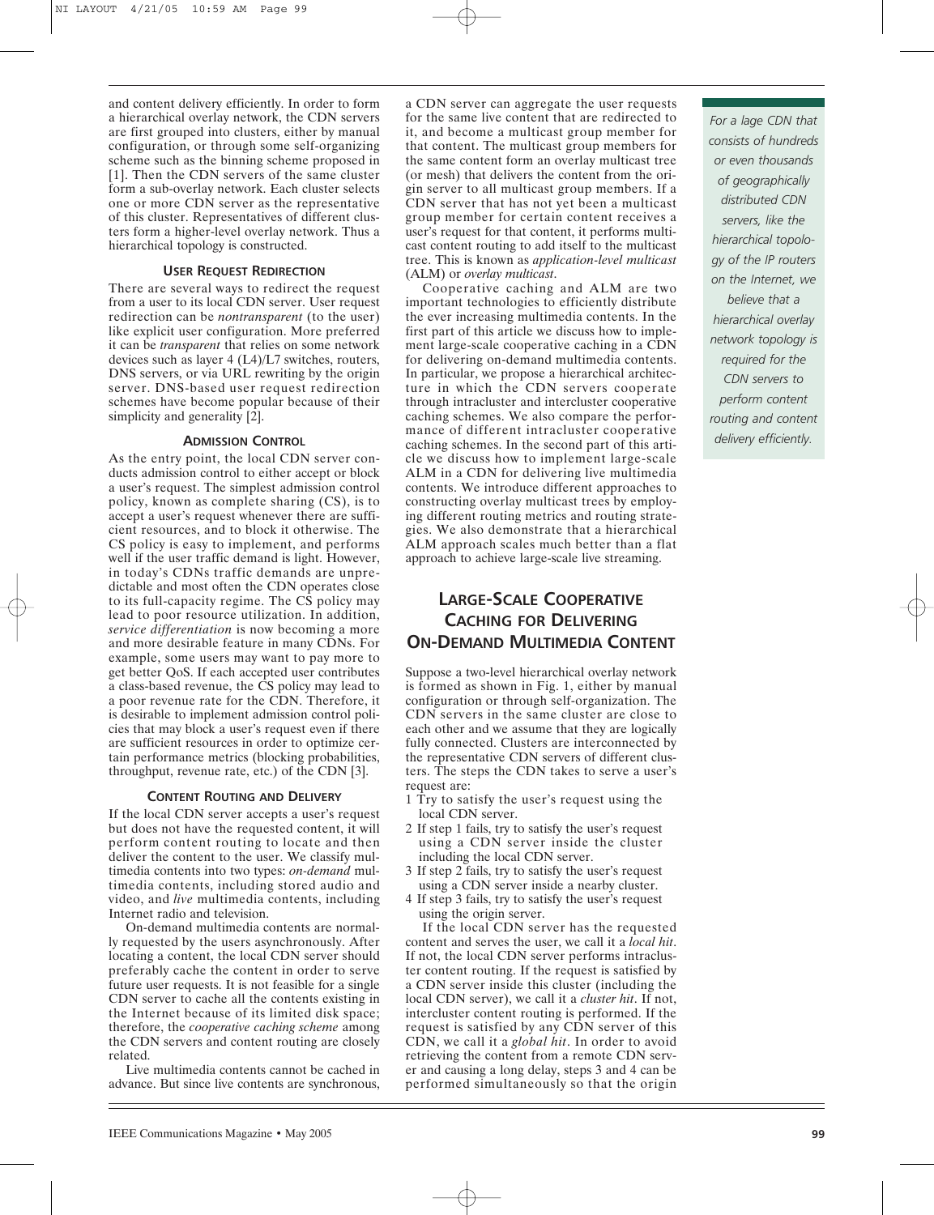and content delivery efficiently. In order to form a hierarchical overlay network, the CDN servers are first grouped into clusters, either by manual configuration, or through some self-organizing scheme such as the binning scheme proposed in [1]. Then the CDN servers of the same cluster form a sub-overlay network. Each cluster selects one or more CDN server as the representative of this cluster. Representatives of different clusters form a higher-level overlay network. Thus a hierarchical topology is constructed.

### USER REQUEST REDIRECTION

There are several ways to redirect the request from a user to its local CDN server. User request redirection can be *nontransparent* (to the user) like explicit user configuration. More preferred it can be *transparent* that relies on some network devices such as layer 4 (L4)/L7 switches, routers, DNS servers, or via URL rewriting by the origin server. DNS-based user request redirection schemes have become popular because of their simplicity and generality [2].

### ADMISSION CONTROL

As the entry point, the local CDN server conducts admission control to either accept or block a user's request. The simplest admission control policy, known as complete sharing (CS), is to accept a user's request whenever there are sufficient resources, and to block it otherwise. The CS policy is easy to implement, and performs well if the user traffic demand is light. However, in today's CDNs traffic demands are unpredictable and most often the CDN operates close to its full-capacity regime. The CS policy may lead to poor resource utilization. In addition, *service differentiation* is now becoming a more and more desirable feature in many CDNs. For example, some users may want to pay more to get better QoS. If each accepted user contributes a class-based revenue, the CS policy may lead to a poor revenue rate for the CDN. Therefore, it is desirable to implement admission control policies that may block a user's request even if there are sufficient resources in order to optimize certain performance metrics (blocking probabilities, throughput, revenue rate, etc.) of the CDN [3].

### CONTENT ROUTING AND DELIVERY

If the local CDN server accepts a user's request but does not have the requested content, it will perform content routing to locate and then deliver the content to the user. We classify multimedia contents into two types: *on-demand* multimedia contents, including stored audio and video, and *live* multimedia contents, including Internet radio and television.

On-demand multimedia contents are normally requested by the users asynchronously. After locating a content, the local CDN server should preferably cache the content in order to serve future user requests. It is not feasible for a single CDN server to cache all the contents existing in the Internet because of its limited disk space; therefore, the *cooperative caching scheme* among the CDN servers and content routing are closely related.

Live multimedia contents cannot be cached in advance. But since live contents are synchronous, a CDN server can aggregate the user requests for the same live content that are redirected to it, and become a multicast group member for that content. The multicast group members for the same content form an overlay multicast tree (or mesh) that delivers the content from the origin server to all multicast group members. If a CDN server that has not yet been a multicast group member for certain content receives a user's request for that content, it performs multicast content routing to add itself to the multicast tree. This is known as *application-level multicast* (ALM) or *overlay multicast*.

Cooperative caching and ALM are two important technologies to efficiently distribute the ever increasing multimedia contents. In the first part of this article we discuss how to implement large-scale cooperative caching in a CDN for delivering on-demand multimedia contents. In particular, we propose a hierarchical architecture in which the CDN servers cooperate through intracluster and intercluster cooperative caching schemes. We also compare the performance of different intracluster cooperative caching schemes. In the second part of this article we discuss how to implement large-scale ALM in a CDN for delivering live multimedia contents. We introduce different approaches to constructing overlay multicast trees by employing different routing metrics and routing strategies. We also demonstrate that a hierarchical ALM approach scales much better than a flat approach to achieve large-scale live streaming.

*For a lage CDN that consists of hundreds or even thousands of geographically distributed CDN servers, like the hierarchical topology of the IP routers on the Internet, we believe that a hierarchical overlay network topology is required for the CDN servers to perform content routing and content delivery efficiently.*

## LARGE-SCALE COOPERATIVE CACHING FOR DELIVERING ON-DEMAND MULTIMEDIA CONTENT

Suppose a two-level hierarchical overlay network is formed as shown in Fig. 1, either by manual configuration or through self-organization. The CDN servers in the same cluster are close to each other and we assume that they are logically fully connected. Clusters are interconnected by the representative CDN servers of different clusters. The steps the CDN takes to serve a user's request are:

1. Try to satisfy the user's request using the local CDN server.
2. If step 1 fails, try to satisfy the user's request using a CDN server inside the cluster including the local CDN server.
3. If step 2 fails, try to satisfy the user's request using a CDN server inside a nearby cluster.
4. If step 3 fails, try to satisfy the user's request using the origin server.

If the local CDN server has the requested content and serves the user, we call it a *local hit*. If not, the local CDN server performs intracluster content routing. If the request is satisfied by a CDN server inside this cluster (including the local CDN server), we call it a *cluster hit*. If not, intercluster content routing is performed. If the request is satisfied by any CDN server of this CDN, we call it a *global hit*. In order to avoid retrieving the content from a remote CDN server and causing a long delay, steps 3 and 4 can be performed simultaneously so that the origin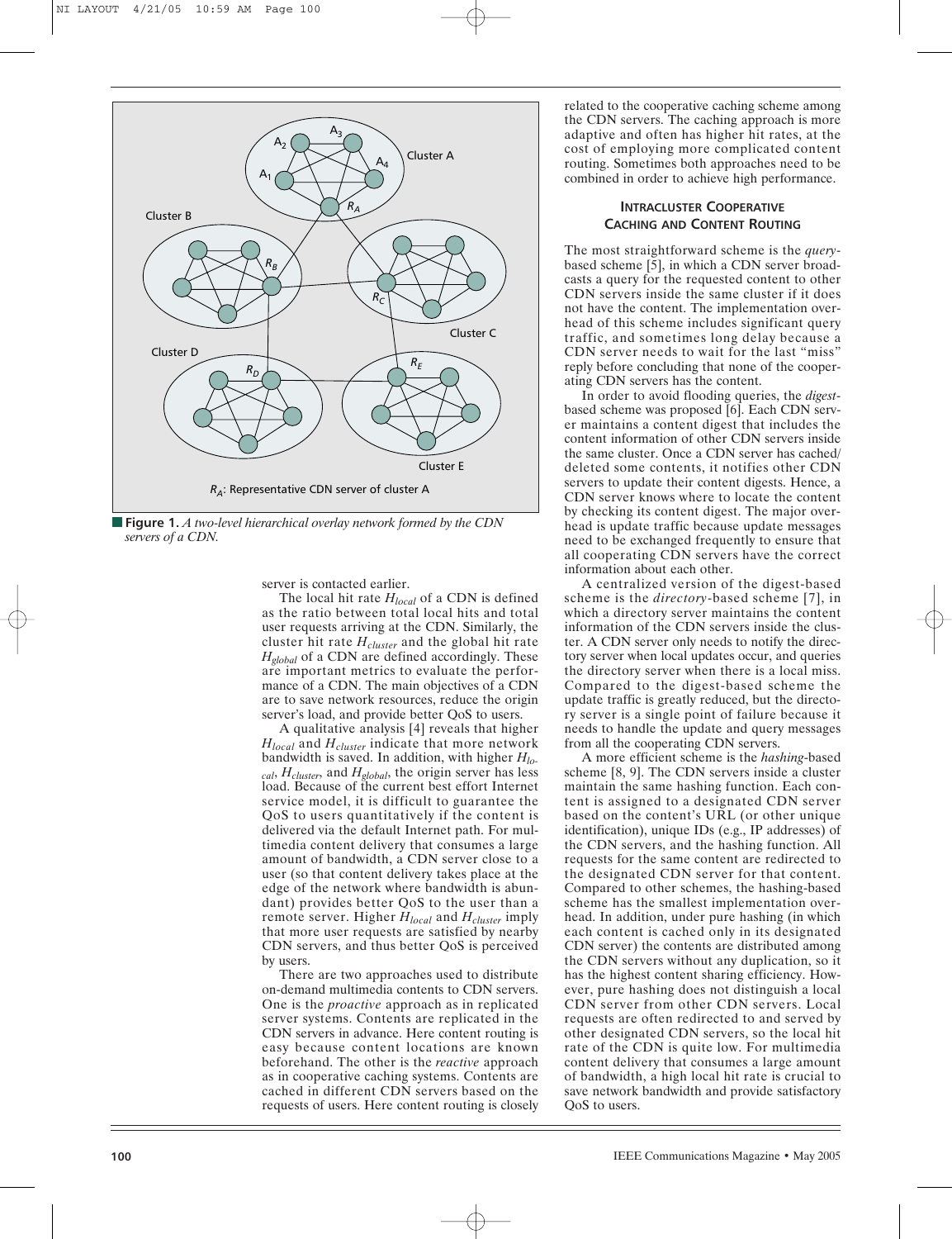A₂ A₃ A₄ Cluster A A₁ $R_A$

Cluster B $R_B$ $R_C$ Cluster C

Cluster D $R_D$ $R_E$

Cluster E

$R_A$: Representative CDN server of cluster A

**Figure 1.** *A two-level hierarchical overlay network formed by the CDN servers of a CDN.*

server is contacted earlier.

The local hit rate $H_{local}$ of a CDN is defined as the ratio between total local hits and total user requests arriving at the CDN. Similarly, the cluster hit rate $H_{cluster}$ and the global hit rate $H_{global}$ of a CDN are defined accordingly. These are important metrics to evaluate the performance of a CDN. The main objectives of a CDN are to save network resources, reduce the origin server's load, and provide better QoS to users.

A qualitative analysis [4] reveals that higher $H_{local}$ and $H_{cluster}$ indicate that more network bandwidth is saved. In addition, with higher $H_{local}$, $H_{cluster}$, and $H_{global}$, the origin server has less load. Because of the current best effort Internet service model, it is difficult to guarantee the QoS to users quantitatively if the content is delivered via the default Internet path. For multimedia content delivery that consumes a large amount of bandwidth, a CDN server close to a user (so that content delivery takes place at the edge of the network where bandwidth is abundant) provides better QoS to the user than a remote server. Higher $H_{local}$ and $H_{cluster}$ imply that more user requests are satisfied by nearby CDN servers, and thus better QoS is perceived by users.

There are two approaches used to distribute on-demand multimedia contents to CDN servers. One is the *proactive* approach as in replicated server systems. Contents are replicated in the CDN servers in advance. Here content routing is easy because content locations are known beforehand. The other is the *reactive* approach as in cooperative caching systems. Contents are cached in different CDN servers based on the requests of users. Here content routing is closely related to the cooperative caching scheme among the CDN servers. The caching approach is more adaptive and often has higher hit rates, at the cost of employing more complicated content routing. Sometimes both approaches need to be combined in order to achieve high performance.

## INTRACLUSTER COOPERATIVE CACHING AND CONTENT ROUTING

The most straightforward scheme is the *query*-based scheme [5], in which a CDN server broadcasts a query for the requested content to other CDN servers inside the same cluster if it does not have the content. The implementation overhead of this scheme includes significant query traffic, and sometimes long delay because a CDN server needs to wait for the last "miss" reply before concluding that none of the cooperating CDN servers has the content.

In order to avoid flooding queries, the *digest*-based scheme was proposed [6]. Each CDN server maintains a content digest that includes the content information of other CDN servers inside the same cluster. Once a CDN server has cached/deleted some contents, it notifies other CDN servers to update their content digests. Hence, a CDN server knows where to locate the content by checking its content digest. The major overhead is update traffic because update messages need to be exchanged frequently to ensure that all cooperating CDN servers have the correct information about each other.

A centralized version of the digest-based scheme is the *directory*-based scheme [7], in which a directory server maintains the content information of the CDN servers inside the cluster. A CDN server only needs to notify the directory server when local updates occur, and queries the directory server when there is a local miss. Compared to the digest-based scheme the update traffic is greatly reduced, but the directory server is a single point of failure because it needs to handle the update and query messages from all the cooperating CDN servers.

A more efficient scheme is the *hashing*-based scheme [8, 9]. The CDN servers inside a cluster maintain the same hashing function. Each content is assigned to a designated CDN server based on the content's URL (or other unique identification), unique IDs (e.g., IP addresses) of the CDN servers, and the hashing function. All requests for the same content are redirected to the designated CDN server for that content. Compared to other schemes, the hashing-based scheme has the smallest implementation overhead. In addition, under pure hashing (in which each content is cached only in its designated CDN server) the contents are distributed among the CDN servers without any duplication, so it has the highest content sharing efficiency. However, pure hashing does not distinguish a local CDN server from other CDN servers. Local requests are often redirected to and served by other designated CDN servers, so the local hit rate of the CDN is quite low. For multimedia content delivery that consumes a large amount of bandwidth, a high local hit rate is crucial to save network bandwidth and provide satisfactory QoS to users.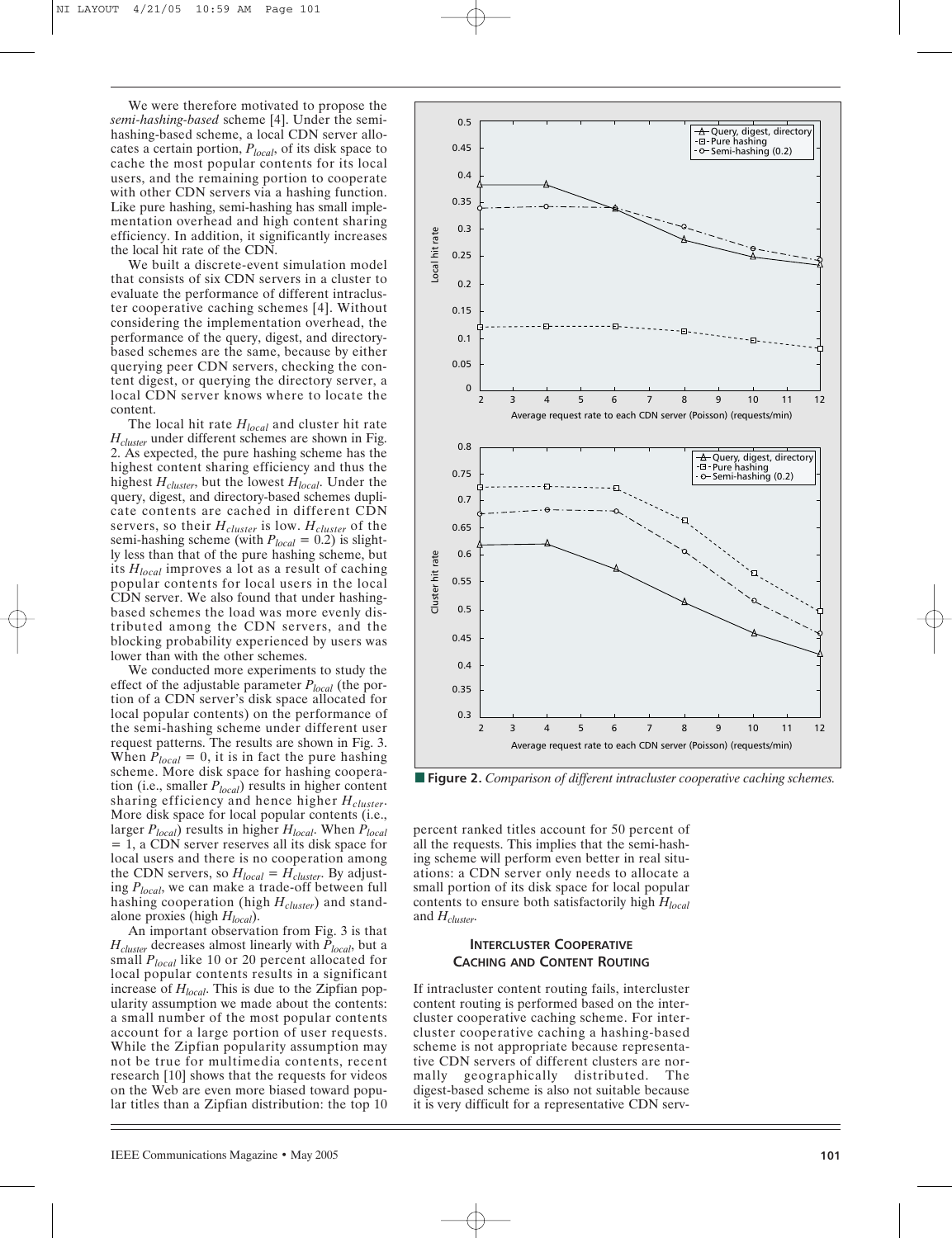We were therefore motivated to propose the *semi-hashing-based* scheme [4]. Under the semi-hashing-based scheme, a local CDN server allocates a certain portion, $P_{local}$, of its disk space to cache the most popular contents for its local users, and the remaining portion to cooperate with other CDN servers via a hashing function. Like pure hashing, semi-hashing has small implementation overhead and high content sharing efficiency. In addition, it significantly increases the local hit rate of the CDN.

We built a discrete-event simulation model that consists of six CDN servers in a cluster to evaluate the performance of different intracluster cooperative caching schemes [4]. Without considering the implementation overhead, the performance of the query, digest, and directory-based schemes are the same, because by either querying peer CDN servers, checking the content digest, or querying the directory server, a local CDN server knows where to locate the content.

The local hit rate $H_{local}$ and cluster hit rate $H_{cluster}$ under different schemes are shown in Fig. 2. As expected, the pure hashing scheme has the highest content sharing efficiency and thus the highest $H_{cluster}$, but the lowest $H_{local}$. Under the query, digest, and directory-based schemes duplicate contents are cached in different CDN servers, so their $H_{cluster}$ is low. $H_{cluster}$ of the semi-hashing scheme (with $P_{local} = 0.2$) is slightly less than that of the pure hashing scheme, but its $H_{local}$ improves a lot as a result of caching popular contents for local users in the local CDN server. We also found that under hashing-based schemes the load was more evenly distributed among the CDN servers, and the blocking probability experienced by users was lower than with the other schemes.

We conducted more experiments to study the effect of the adjustable parameter $P_{local}$ (the portion of a CDN server's disk space allocated for local popular contents) on the performance of the semi-hashing scheme under different user request patterns. The results are shown in Fig. 3. When $P_{local} = 0$, it is in fact the pure hashing scheme. More disk space for hashing cooperation (i.e., smaller $P_{local}$) results in higher content sharing efficiency and hence higher $H_{cluster}$. More disk space for local popular contents (i.e., larger $P_{local}$) results in higher $H_{local}$. When $P_{local} = 1$, a CDN server reserves all its disk space for local users and there is no cooperation among the CDN servers, so $H_{local} = H_{cluster}$. By adjusting $P_{local}$, we can make a trade-off between full hashing cooperation (high $H_{cluster}$) and standalone proxies (high $H_{local}$).

An important observation from Fig. 3 is that $H_{cluster}$ decreases almost linearly with $P_{local}$, but a small $P_{local}$ like 10 or 20 percent allocated for local popular contents results in a significant increase of $H_{local}$. This is due to the Zipfian popularity assumption we made about the contents: a small number of the most popular contents account for a large portion of user requests. While the Zipfian popularity assumption may not be true for multimedia contents, recent research [10] shows that the requests for videos on the Web are even more biased toward popular titles than a Zipfian distribution: the top 10 percent ranked titles account for 50 percent of all the requests. This implies that the semi-hashing scheme will perform even better in real situations: a CDN server only needs to allocate a small portion of its disk space for local popular contents to ensure both satisfactorily high $H_{local}$ and $H_{cluster}$.

Local hit rate
0 0.05 0.1 0.15 0.2 0.25 0.3 0.35 0.4 0.45 0.5
2 3 4 5 6 7 8 9 10 11 12
Average request rate to each CDN server (Poisson) (requests/min)
Query, digest, directory
Pure hashing
Semi-hashing (0.2)

Cluster hit rate
0.3 0.35 0.4 0.45 0.5 0.55 0.6 0.65 0.7 0.75 0.8
2 3 4 5 6 7 8 9 10 11 12
Average request rate to each CDN server (Poisson) (requests/min)
Query, digest, directory
Pure hashing
Semi-hashing (0.2)

**Figure 2.** *Comparison of different intracluster cooperative caching schemes.*

## INTERCLUSTER COOPERATIVE CACHING AND CONTENT ROUTING

If intracluster content routing fails, intercluster content routing is performed based on the intercluster cooperative caching scheme. For intercluster cooperative caching a hashing-based scheme is not appropriate because representative CDN servers of different clusters are normally geographically distributed. The digest-based scheme is also not suitable because it is very difficult for a representative CDN serv-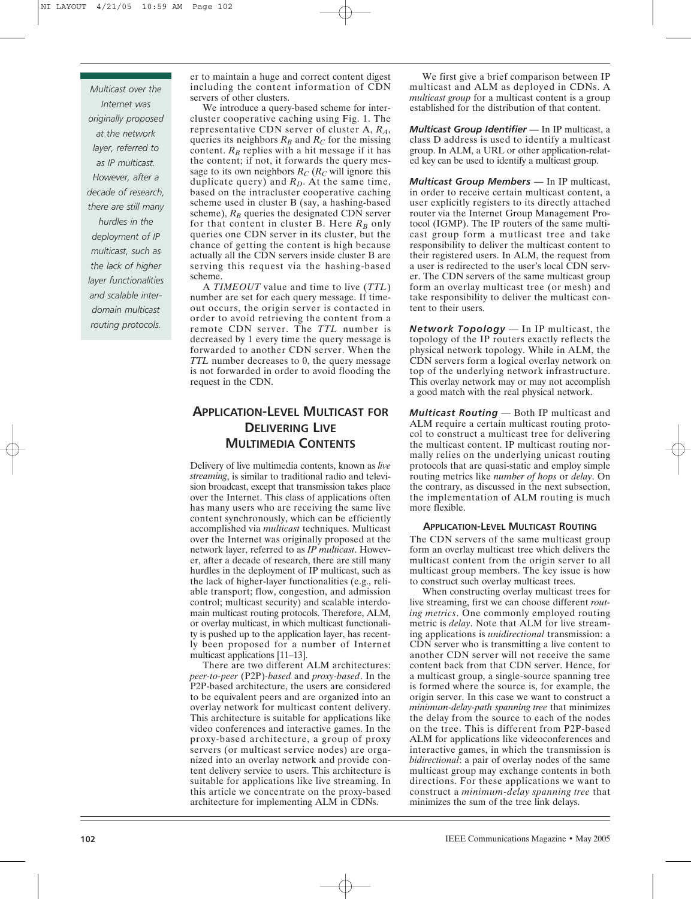er to maintain a huge and correct content digest including the content information of CDN servers of other clusters.

We introduce a query-based scheme for intercluster cooperative caching using Fig. 1. The representative CDN server of cluster A, $R_A$, queries its neighbors $R_B$ and $R_C$ for the missing content. $R_B$ replies with a hit message if it has the content; if not, it forwards the query message to its own neighbors $R_C$ ($R_C$ will ignore this duplicate query) and $R_D$. At the same time, based on the intracluster cooperative caching scheme used in cluster B (say, a hashing-based scheme), $R_B$ queries the designated CDN server for that content in cluster B. Here $R_B$ only queries one CDN server in its cluster, but the chance of getting the content is high because actually all the CDN servers inside cluster B are serving this request via the hashing-based scheme.

A *TIMEOUT* value and time to live (*TTL*) number are set for each query message. If timeout occurs, the origin server is contacted in order to avoid retrieving the content from a remote CDN server. The *TTL* number is decreased by 1 every time the query message is forwarded to another CDN server. When the *TTL* number decreases to 0, the query message is not forwarded in order to avoid flooding the request in the CDN.

## Application-Level Multicast for Delivering Live Multimedia Contents

Delivery of live multimedia contents, known as *live streaming*, is similar to traditional radio and television broadcast, except that transmission takes place over the Internet. This class of applications often has many users who are receiving the same live content synchronously, which can be efficiently accomplished via *multicast* techniques. Multicast over the Internet was originally proposed at the network layer, referred to as *IP multicast*. However, after a decade of research, there are still many hurdles in the deployment of IP multicast, such as the lack of higher-layer functionalities (e.g., reliable transport; flow, congestion, and admission control; multicast security) and scalable interdomain multicast routing protocols. Therefore, ALM, or overlay multicast, in which multicast functionality is pushed up to the application layer, has recently been proposed for a number of Internet multicast applications [11–13].

There are two different ALM architectures: *peer-to-peer* (P2P)*-based* and *proxy-based*. In the P2P-based architecture, the users are considered to be equivalent peers and are organized into an overlay network for multicast content delivery. This architecture is suitable for applications like video conferences and interactive games. In the proxy-based architecture, a group of proxy servers (or multicast service nodes) are organized into an overlay network and provide content delivery service to users. This architecture is suitable for applications like live streaming. In this article we concentrate on the proxy-based architecture for implementing ALM in CDNs.

We first give a brief comparison between IP multicast and ALM as deployed in CDNs. A *multicast group* for a multicast content is a group established for the distribution of that content.

***Multicast Group Identifier*** — In IP multicast, a class D address is used to identify a multicast group. In ALM, a URL or other application-related key can be used to identify a multicast group.

***Multicast Group Members*** — In IP multicast, in order to receive certain multicast content, a user explicitly registers to its directly attached router via the Internet Group Management Protocol (IGMP). The IP routers of the same multicast group form a mutlicast tree and take responsibility to deliver the multicast content to their registered users. In ALM, the request from a user is redirected to the user's local CDN server. The CDN servers of the same multicast group form an overlay multicast tree (or mesh) and take responsibility to deliver the multicast content to their users.

***Network Topology*** — In IP multicast, the topology of the IP routers exactly reflects the physical network topology. While in ALM, the CDN servers form a logical overlay network on top of the underlying network infrastructure. This overlay network may or may not accomplish a good match with the real physical network.

***Multicast Routing*** — Both IP multicast and ALM require a certain multicast routing protocol to construct a multicast tree for delivering the multicast content. IP multicast routing normally relies on the underlying unicast routing protocols that are quasi-static and employ simple routing metrics like *number of hops* or *delay*. On the contrary, as discussed in the next subsection, the implementation of ALM routing is much more flexible.

### Application-Level Multicast Routing

The CDN servers of the same multicast group form an overlay multicast tree which delivers the multicast content from the origin server to all multicast group members. The key issue is how to construct such overlay multicast trees.

When constructing overlay multicast trees for live streaming, first we can choose different *routing metrics*. One commonly employed routing metric is *delay*. Note that ALM for live streaming applications is *unidirectional* transmission: a CDN server who is transmitting a live content to another CDN server will not receive the same content back from that CDN server. Hence, for a multicast group, a single-source spanning tree is formed where the source is, for example, the origin server. In this case we want to construct a *minimum-delay-path spanning tree* that minimizes the delay from the source to each of the nodes on the tree. This is different from P2P-based ALM for applications like videoconferences and interactive games, in which the transmission is *bidirectional*: a pair of overlay nodes of the same multicast group may exchange contents in both directions. For these applications we want to construct a *minimum-delay spanning tree* that minimizes the sum of the tree link delays.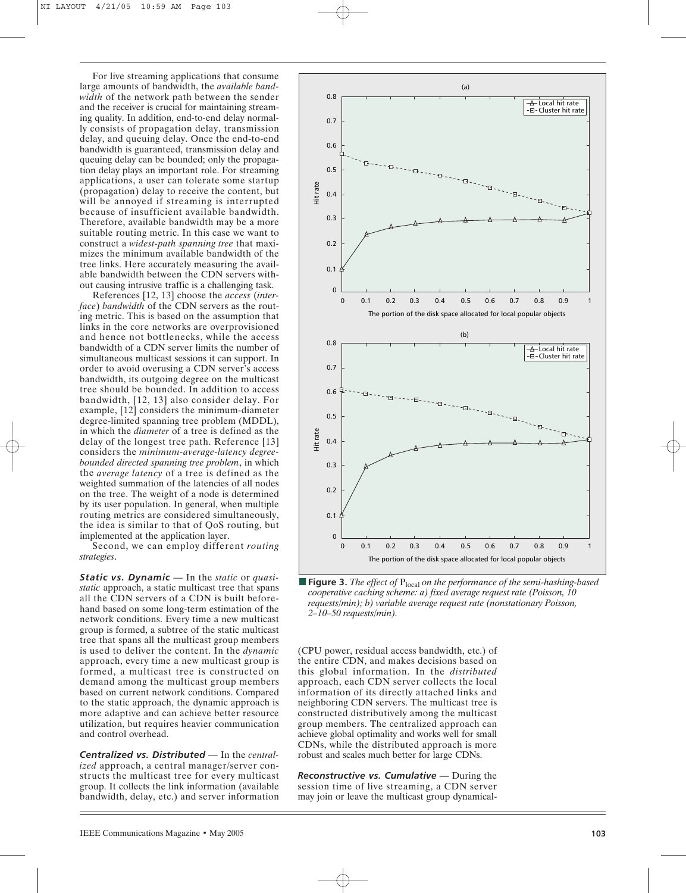For live streaming applications that consume large amounts of bandwidth, the *available bandwidth* of the network path between the sender and the receiver is crucial for maintaining streaming quality. In addition, end-to-end delay normally consists of propagation delay, transmission delay, and queuing delay. Once the end-to-end bandwidth is guaranteed, transmission delay and queuing delay can be bounded; only the propagation delay plays an important role. For streaming applications, a user can tolerate some startup (propagation) delay to receive the content, but will be annoyed if streaming is interrupted because of insufficient available bandwidth. Therefore, available bandwidth may be a more suitable routing metric. In this case we want to construct a *widest-path spanning tree* that maximizes the minimum available bandwidth of the tree links. Here accurately measuring the available bandwidth between the CDN servers without causing intrusive traffic is a challenging task.

References [12, 13] choose the *access* (*interface*) *bandwidth* of the CDN servers as the routing metric. This is based on the assumption that links in the core networks are overprovisioned and hence not bottlenecks, while the access bandwidth of a CDN server limits the number of simultaneous multicast sessions it can support. In order to avoid overusing a CDN server's access bandwidth, its outgoing degree on the multicast tree should be bounded. In addition to access bandwidth, [12, 13] also consider delay. For example, [12] considers the minimum-diameter degree-limited spanning tree problem (MDDL), in which the *diameter* of a tree is defined as the delay of the longest tree path. Reference [13] considers the *minimum-average-latency degree-bounded directed spanning tree problem*, in which the *average latency* of a tree is defined as the weighted summation of the latencies of all nodes on the tree. The weight of a node is determined by its user population. In general, when multiple routing metrics are considered simultaneously, the idea is similar to that of QoS routing, but implemented at the application layer.

Second, we can employ different *routing strategies*.

***Static vs. Dynamic*** — In the *static* or *quasi-static* approach, a static multicast tree that spans all the CDN servers of a CDN is built beforehand based on some long-term estimation of the network conditions. Every time a new multicast group is formed, a subtree of the static multicast tree that spans all the multicast group members is used to deliver the content. In the *dynamic* approach, every time a new multicast group is formed, a multicast tree is constructed on demand among the multicast group members based on current network conditions. Compared to the static approach, the dynamic approach is more adaptive and can achieve better resource utilization, but requires heavier communication and control overhead.

***Centralized vs. Distributed*** — In the *centralized* approach, a central manager/server constructs the multicast tree for every multicast group. It collects the link information (available bandwidth, delay, etc.) and server information (CPU power, residual access bandwidth, etc.) of the entire CDN, and makes decisions based on this global information. In the *distributed* approach, each CDN server collects the local information of its directly attached links and neighboring CDN servers. The multicast tree is constructed distributively among the multicast group members. The centralized approach can achieve global optimality and works well for small CDNs, while the distributed approach is more robust and scales much better for large CDNs.

***Reconstructive vs. Cumulative*** — During the session time of live streaming, a CDN server may join or leave the multicast group dynamical-

(a)

Local hit rate
Cluster hit rate

Hit rate

0, 0.1, 0.2, 0.3, 0.4, 0.5, 0.6, 0.7, 0.8

0, 0.1, 0.2, 0.3, 0.4, 0.5, 0.6, 0.7, 0.8, 0.9, 1

The portion of the disk space allocated for local popular objects

(b)

Local hit rate
Cluster hit rate

Hit rate

0, 0.1, 0.2, 0.3, 0.4, 0.5, 0.6, 0.7, 0.8

0, 0.1, 0.2, 0.3, 0.4, 0.5, 0.6, 0.7, 0.8, 0.9, 1

The portion of the disk space allocated for local popular objects

**Figure 3.** *The effect of* $P_{local}$ *on the performance of the semi-hashing-based cooperative caching scheme: a) fixed average request rate (Poisson, 10 requests/min); b) variable average request rate (nonstationary Poisson, 2–10–50 requests/min).*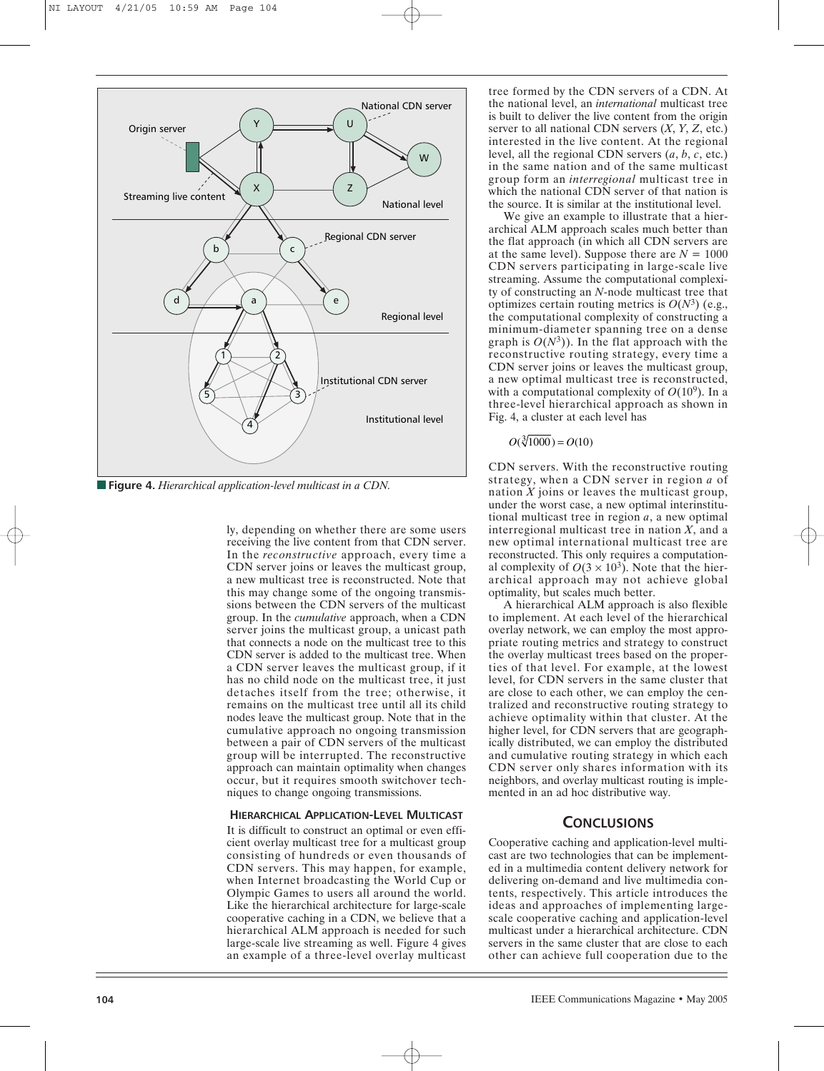Origin server

Streaming live content

National CDN server

National level

Regional CDN server

Regional level

Institutional CDN server

Institutional level

Y U W X Z b c d a e 1 2 3 4 5

**Figure 4.** *Hierarchical application-level multicast in a CDN.*

ly, depending on whether there are some users receiving the live content from that CDN server. In the *reconstructive* approach, every time a CDN server joins or leaves the multicast group, a new multicast tree is reconstructed. Note that this may change some of the ongoing transmissions between the CDN servers of the multicast group. In the *cumulative* approach, when a CDN server joins the multicast group, a unicast path that connects a node on the multicast tree to this CDN server is added to the multicast tree. When a CDN server leaves the multicast group, if it has no child node on the multicast tree, it just detaches itself from the tree; otherwise, it remains on the multicast tree until all its child nodes leave the multicast group. Note that in the cumulative approach no ongoing transmission between a pair of CDN servers of the multicast group will be interrupted. The reconstructive approach can maintain optimality when changes occur, but it requires smooth switchover techniques to change ongoing transmissions.

### HIERARCHICAL APPLICATION-LEVEL MULTICAST

It is difficult to construct an optimal or even efficient overlay multicast tree for a multicast group consisting of hundreds or even thousands of CDN servers. This may happen, for example, when Internet broadcasting the World Cup or Olympic Games to users all around the world. Like the hierarchical architecture for large-scale cooperative caching in a CDN, we believe that a hierarchical ALM approach is needed for such large-scale live streaming as well. Figure 4 gives an example of a three-level overlay multicast tree formed by the CDN servers of a CDN. At the national level, an *international* multicast tree is built to deliver the live content from the origin server to all national CDN servers ($X$, $Y$, $Z$, etc.) interested in the live content. At the regional level, all the regional CDN servers ($a$, $b$, $c$, etc.) in the same nation and of the same multicast group form an *interregional* multicast tree in which the national CDN server of that nation is the source. It is similar at the institutional level.

We give an example to illustrate that a hierarchical ALM approach scales much better than the flat approach (in which all CDN servers are at the same level). Suppose there are $N = 1000$ CDN servers participating in large-scale live streaming. Assume the computational complexity of constructing an $N$-node multicast tree that optimizes certain routing metrics is $O(N^3)$ (e.g., the computational complexity of constructing a minimum-diameter spanning tree on a dense graph is $O(N^3)$). In the flat approach with the reconstructive routing strategy, every time a CDN server joins or leaves the multicast group, a new optimal multicast tree is reconstructed, with a computational complexity of $O(10^9)$. In a three-level hierarchical approach as shown in Fig. 4, a cluster at each level has

$$O(\sqrt[3]{1000}) = O(10)$$

CDN servers. With the reconstructive routing strategy, when a CDN server in region $a$ of nation $X$ joins or leaves the multicast group, under the worst case, a new optimal interinstitutional multicast tree in region $a$, a new optimal interregional multicast tree in nation $X$, and a new optimal international multicast tree are reconstructed. This only requires a computational complexity of $O(3 \times 10^3)$. Note that the hierarchical approach may not achieve global optimality, but scales much better.

A hierarchical ALM approach is also flexible to implement. At each level of the hierarchical overlay network, we can employ the most appropriate routing metrics and strategy to construct the overlay multicast trees based on the properties of that level. For example, at the lowest level, for CDN servers in the same cluster that are close to each other, we can employ the centralized and reconstructive routing strategy to achieve optimality within that cluster. At the higher level, for CDN servers that are geographically distributed, we can employ the distributed and cumulative routing strategy in which each CDN server only shares information with its neighbors, and overlay multicast routing is implemented in an ad hoc distributive way.

## CONCLUSIONS

Cooperative caching and application-level multicast are two technologies that can be implemented in a multimedia content delivery network for delivering on-demand and live multimedia contents, respectively. This article introduces the ideas and approaches of implementing large-scale cooperative caching and application-level multicast under a hierarchical architecture. CDN servers in the same cluster that are close to each other can achieve full cooperation due to the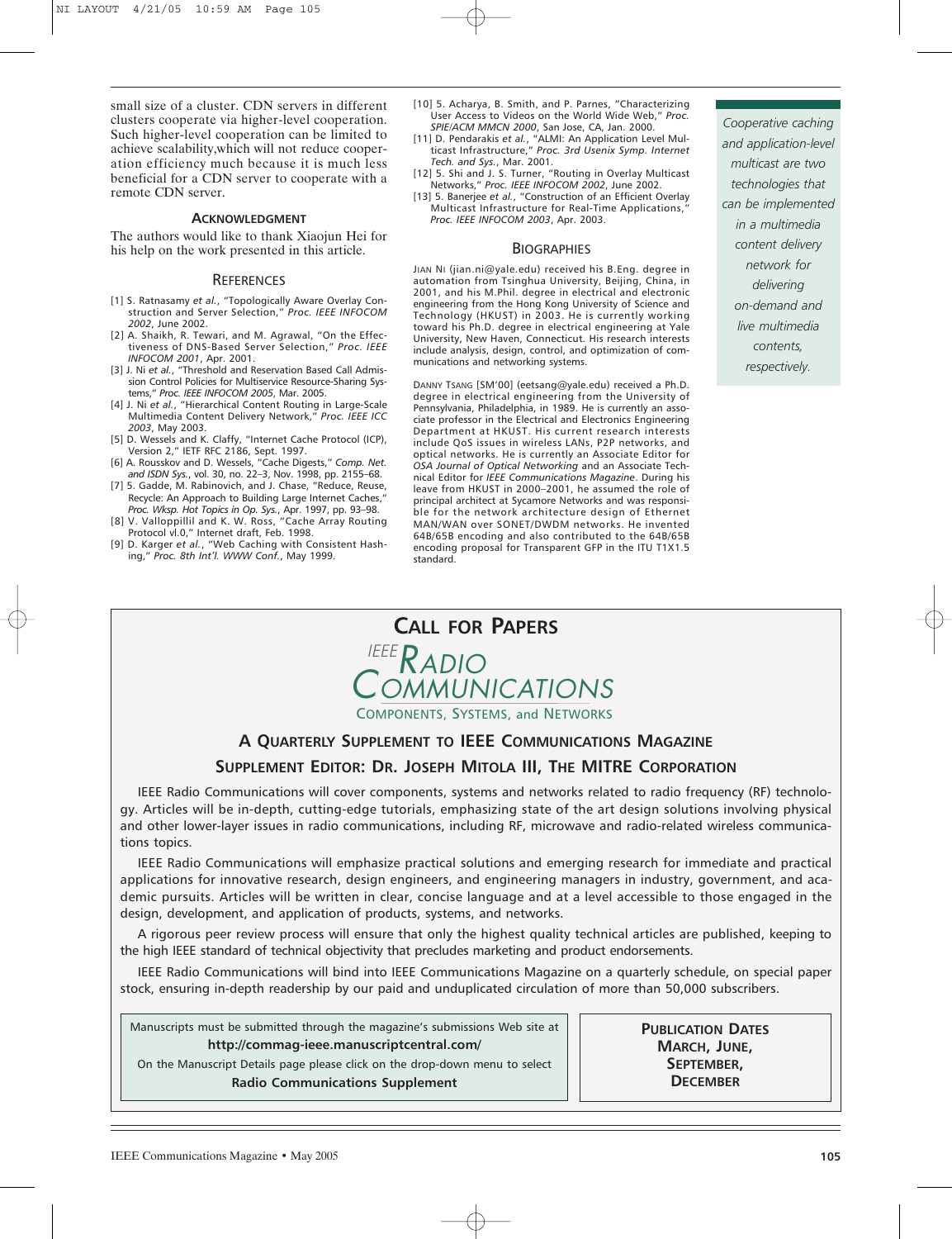small size of a cluster. CDN servers in different clusters cooperate via higher-level cooperation. Such higher-level cooperation can be limited to achieve scalability,which will not reduce cooperation efficiency much because it is much less beneficial for a CDN server to cooperate with a remote CDN server.

## ACKNOWLEDGMENT

The authors would like to thank Xiaojun Hei for his help on the work presented in this article.

## REFERENCES

[1] S. Ratnasamy *et al.*, "Topologically Aware Overlay Construction and Server Selection," *Proc. IEEE INFOCOM 2002*, June 2002.

[2] A. Shaikh, R. Tewari, and M. Agrawal, "On the Effectiveness of DNS-Based Server Selection," *Proc. IEEE INFOCOM 2001*, Apr. 2001.

[3] J. Ni *et al.*, "Threshold and Reservation Based Call Admission Control Policies for Multiservice Resource-Sharing Systems," *Proc. IEEE INFOCOM 2005*, Mar. 2005.

[4] J. Ni *et al.*, "Hierarchical Content Routing in Large-Scale Multimedia Content Delivery Network," *Proc. IEEE ICC 2003*, May 2003.

[5] D. Wessels and K. Claffy, "Internet Cache Protocol (ICP), Version 2," IETF RFC 2186, Sept. 1997.

[6] A. Rousskov and D. Wessels, "Cache Digests," *Comp. Net. and ISDN Sys.*, vol. 30, no. 22–3, Nov. 1998, pp. 2155–68.

[7] S. Gadde, M. Rabinovich, and J. Chase, "Reduce, Reuse, Recycle: An Approach to Building Large Internet Caches," *Proc. Wksp. Hot Topics in Op. Sys.*, Apr. 1997, pp. 93–98.

[8] V. Valloppillil and K. W. Ross, "Cache Array Routing Protocol vl.0," Internet draft, Feb. 1998.

[9] D. Karger *et al.*, "Web Caching with Consistent Hashing," *Proc. 8th Int'l. WWW Conf.*, May 1999.

[10] S. Acharya, B. Smith, and P. Parnes, "Characterizing User Access to Videos on the World Wide Web," *Proc. SPIE/ACM MMCN 2000*, San Jose, CA, Jan. 2000.

[11] D. Pendarakis *et al.*, "ALMI: An Application Level Multicast Infrastructure," *Proc. 3rd Usenix Symp. Internet Tech. and Sys.*, Mar. 2001.

[12] S. Shi and J. S. Turner, "Routing in Overlay Multicast Networks," *Proc. IEEE INFOCOM 2002*, June 2002.

[13] S. Banerjee *et al.*, "Construction of an Efficient Overlay Multicast Infrastructure for Real-Time Applications," *Proc. IEEE INFOCOM 2003*, Apr. 2003.

## BIOGRAPHIES

JIAN NI (jian.ni@yale.edu) received his B.Eng. degree in automation from Tsinghua University, Beijing, China, in 2001, and his M.Phil. degree in electrical and electronic engineering from the Hong Kong University of Science and Technology (HKUST) in 2003. He is currently working toward his Ph.D. degree in electrical engineering at Yale University, New Haven, Connecticut. His research interests include analysis, design, control, and optimization of communications and networking systems.

DANNY TSANG [SM'00] (eetsang@yale.edu) received a Ph.D. degree in electrical engineering from the University of Pennsylvania, Philadelphia, in 1989. He is currently an associate professor in the Electrical and Electronics Engineering Department at HKUST. His current research interests include QoS issues in wireless LANs, P2P networks, and optical networks. He is currently an Associate Editor for *OSA Journal of Optical Networking* and an Associate Technical Editor for *IEEE Communications Magazine*. During his leave from HKUST in 2000–2001, he assumed the role of principal architect at Sycamore Networks and was responsible for the network architecture design of Ethernet MAN/WAN over SONET/DWDM networks. He invented 64B/65B encoding and also contributed to the 64B/65B encoding proposal for Transparent GFP in the ITU T1X1.5 standard.

*Cooperative caching and application-level multicast are two technologies that can be implemented in a multimedia content delivery network for delivering on-demand and live multimedia contents, respectively.*

# CALL FOR PAPERS

## IEEE RADIO COMMUNICATIONS

COMPONENTS, SYSTEMS, and NETWORKS

### A QUARTERLY SUPPLEMENT TO IEEE COMMUNICATIONS MAGAZINE

### SUPPLEMENT EDITOR: DR. JOSEPH MITOLA III, THE MITRE CORPORATION

IEEE Radio Communications will cover components, systems and networks related to radio frequency (RF) technology. Articles will be in-depth, cutting-edge tutorials, emphasizing state of the art design solutions involving physical and other lower-layer issues in radio communications, including RF, microwave and radio-related wireless communications topics.

IEEE Radio Communications will emphasize practical solutions and emerging research for immediate and practical applications for innovative research, design engineers, and engineering managers in industry, government, and academic pursuits. Articles will be written in clear, concise language and at a level accessible to those engaged in the design, development, and application of products, systems, and networks.

A rigorous peer review process will ensure that only the highest quality technical articles are published, keeping to the high IEEE standard of technical objectivity that precludes marketing and product endorsements.

IEEE Radio Communications will bind into IEEE Communications Magazine on a quarterly schedule, on special paper stock, ensuring in-depth readership by our paid and unduplicated circulation of more than 50,000 subscribers.

Manuscripts must be submitted through the magazine's submissions Web site at
**http://commag-ieee.manuscriptcentral.com/**
On the Manuscript Details page please click on the drop-down menu to select
**Radio Communications Supplement**

**PUBLICATION DATES**
**MARCH, JUNE, SEPTEMBER, DECEMBER**